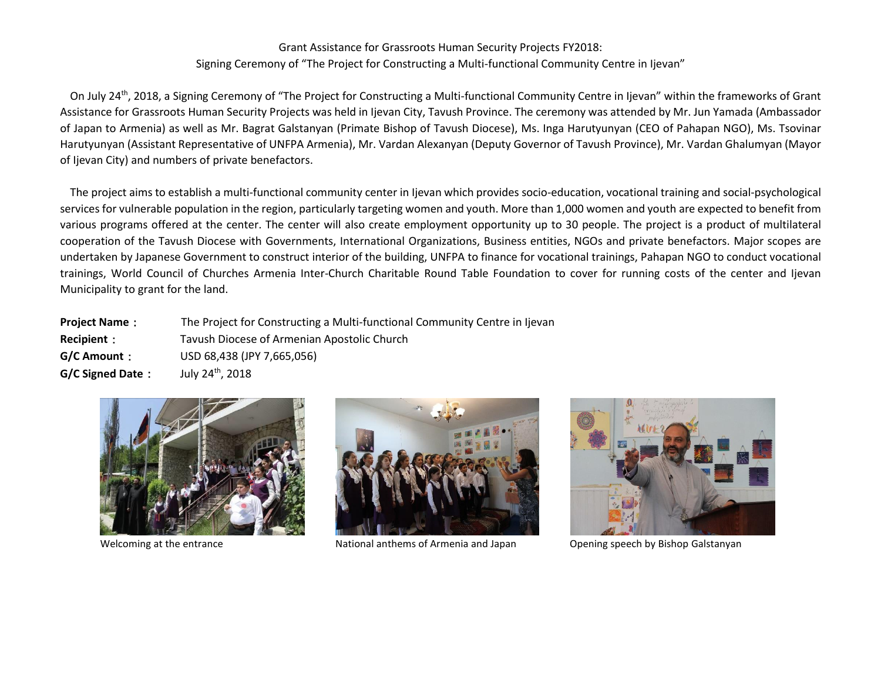Grant Assistance for Grassroots Human Security Projects FY2018:
Signing Ceremony of "The Project for Constructing a Multi-functional Community Centre in Ijevan"

On July 24th, 2018, a Signing Ceremony of "The Project for Constructing a Multi-functional Community Centre in Ijevan" within the frameworks of Grant Assistance for Grassroots Human Security Projects was held in Ijevan City, Tavush Province. The ceremony was attended by Mr. Jun Yamada (Ambassador of Japan to Armenia) as well as Mr. Bagrat Galstanyan (Primate Bishop of Tavush Diocese), Ms. Inga Harutyunyan (CEO of Pahapan NGO), Ms. Tsovinar Harutyunyan (Assistant Representative of UNFPA Armenia), Mr. Vardan Alexanyan (Deputy Governor of Tavush Province), Mr. Vardan Ghalumyan (Mayor of Ijevan City) and numbers of private benefactors.

The project aims to establish a multi-functional community center in Ijevan which provides socio-education, vocational training and social-psychological services for vulnerable population in the region, particularly targeting women and youth. More than 1,000 women and youth are expected to benefit from various programs offered at the center. The center will also create employment opportunity up to 30 people. The project is a product of multilateral cooperation of the Tavush Diocese with Governments, International Organizations, Business entities, NGOs and private benefactors. Major scopes are undertaken by Japanese Government to construct interior of the building, UNFPA to finance for vocational trainings, Pahapan NGO to conduct vocational trainings, World Council of Churches Armenia Inter-Church Charitable Round Table Foundation to cover for running costs of the center and Ijevan Municipality to grant for the land.

**Project Name：** The Project for Constructing a Multi-functional Community Centre in Ijevan
**Recipient：** Tavush Diocese of Armenian Apostolic Church
**G/C Amount：** USD 68,438 (JPY 7,665,056)
**G/C Signed Date：** July 24th, 2018

Welcoming at the entrance

National anthems of Armenia and Japan

Opening speech by Bishop Galstanyan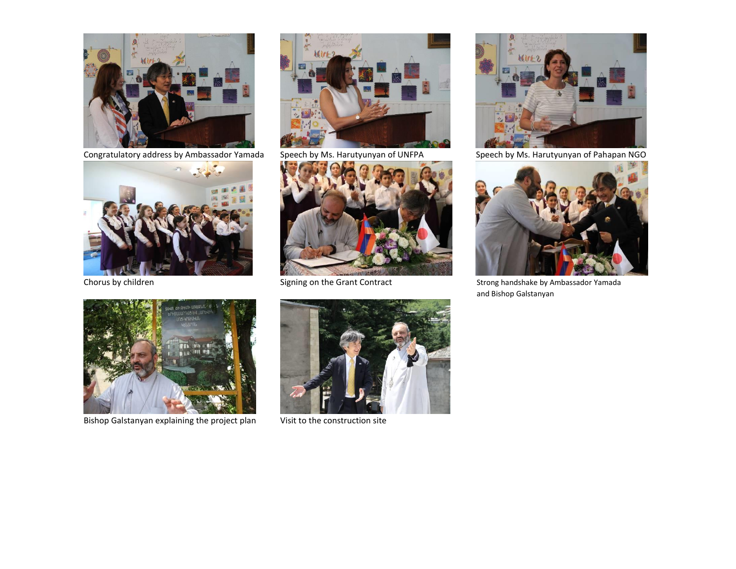Congratulatory address by Ambassador Yamada

Speech by Ms. Harutyunyan of UNFPA

Speech by Ms. Harutyunyan of Pahapan NGO

Chorus by children

Signing on the Grant Contract

Strong handshake by Ambassador Yamada and Bishop Galstanyan

Bishop Galstanyan explaining the project plan

Visit to the construction site